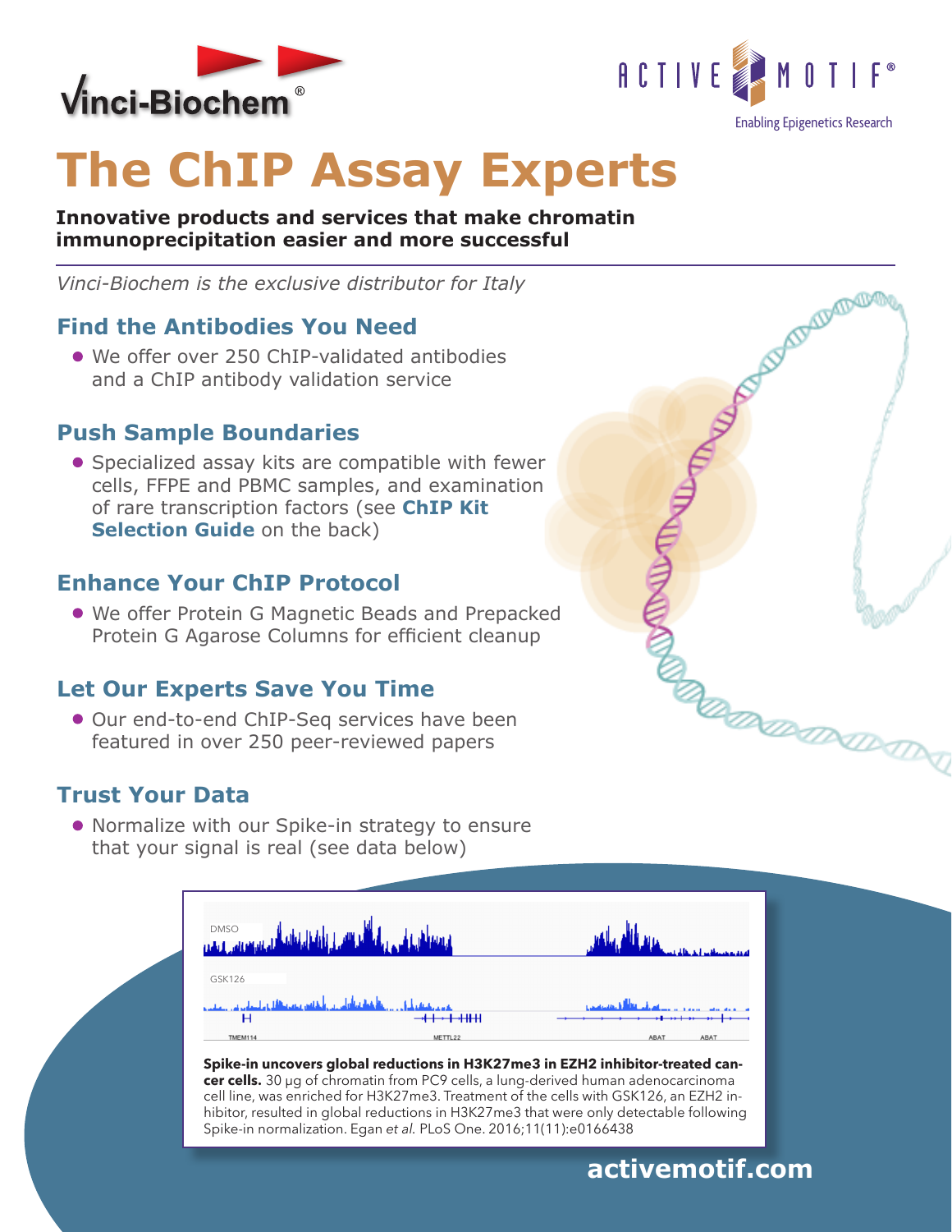Vinci-Biochem®

ACTIVE MOTIF®
Enabling Epigenetics Research

# The ChIP Assay Experts

**Innovative products and services that make chromatin immunoprecipitation easier and more successful**

*Vinci-Biochem is the exclusive distributor for Italy*

## Find the Antibodies You Need

- We offer over 250 ChIP-validated antibodies and a ChIP antibody validation service

## Push Sample Boundaries

- Specialized assay kits are compatible with fewer cells, FFPE and PBMC samples, and examination of rare transcription factors (see **ChIP Kit Selection Guide** on the back)

## Enhance Your ChIP Protocol

- We offer Protein G Magnetic Beads and Prepacked Protein G Agarose Columns for efficient cleanup

## Let Our Experts Save You Time

- Our end-to-end ChIP-Seq services have been featured in over 250 peer-reviewed papers

## Trust Your Data

- Normalize with our Spike-in strategy to ensure that your signal is real (see data below)

**Spike-in uncovers global reductions in H3K27me3 in EZH2 inhibitor-treated cancer cells.** 30 µg of chromatin from PC9 cells, a lung-derived human adenocarcinoma cell line, was enriched for H3K27me3. Treatment of the cells with GSK126, an EZH2 inhibitor, resulted in global reductions in H3K27me3 that were only detectable following Spike-in normalization. Egan *et al.* PLoS One. 2016;11(11):e0166438

**activemotif.com**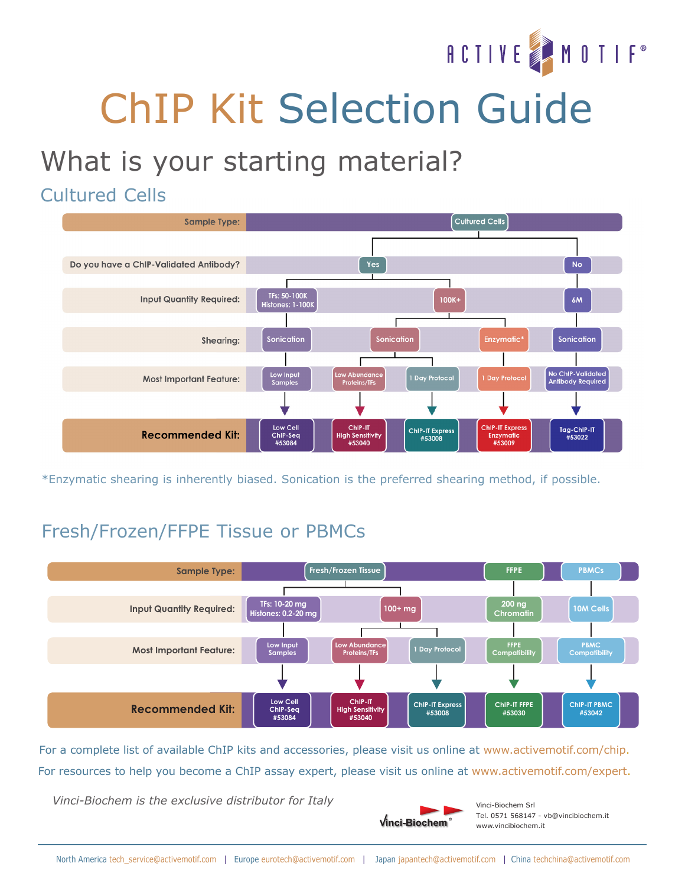# ChIP Kit Selection Guide

## What is your starting material?

### Cultured Cells

Sample Type: Cultured Cells

Do you have a ChIP-Validated Antibody? Yes / No

Input Quantity Required: TFs: 50-100K Histones: 1-100K / 100K+ / 6M

Shearing: Sonication / Sonication / Enzymatic* / Sonication

Most Important Feature: Low Input Samples / Low Abundance Proteins/TFs / 1 Day Protocol / 1 Day Protocol / No ChIP-Validated Antibody Required

Recommended Kit: Low Cell ChIP-Seq #53084 / ChIP-IT High Sensitivity #53040 / ChIP-IT Express #53008 / ChIP-IT Express Enzymatic #53009 / Tag-ChIP-IT #53022

*Enzymatic shearing is inherently biased. Sonication is the preferred shearing method, if possible.

### Fresh/Frozen/FFPE Tissue or PBMCs

Sample Type: Fresh/Frozen Tissue / FFPE / PBMCs

Input Quantity Required: TFs: 10-20 mg Histones: 0.2-20 mg / 100+ mg / 200 ng Chromatin / 10M Cells

Most Important Feature: Low Input Samples / Low Abundance Proteins/TFs / 1 Day Protocol / FFPE Compatibility / PBMC Compatibility

Recommended Kit: Low Cell ChIP-Seq #53084 / ChIP-IT High Sensitivity #53040 / ChIP-IT Express #53008 / ChIP-IT FFPE #53030 / ChIP-IT PBMC #53042

For a complete list of available ChIP kits and accessories, please visit us online at www.activemotif.com/chip.

For resources to help you become a ChIP assay expert, please visit us online at www.activemotif.com/expert.

*Vinci-Biochem is the exclusive distributor for Italy*

Vinci-Biochem Srl
Tel. 0571 568147 - vb@vincibiochem.it
www.vincibiochem.it

North America tech_service@activemotif.com | Europe eurotech@activemotif.com | Japan japantech@activemotif.com | China techchina@activemotif.com